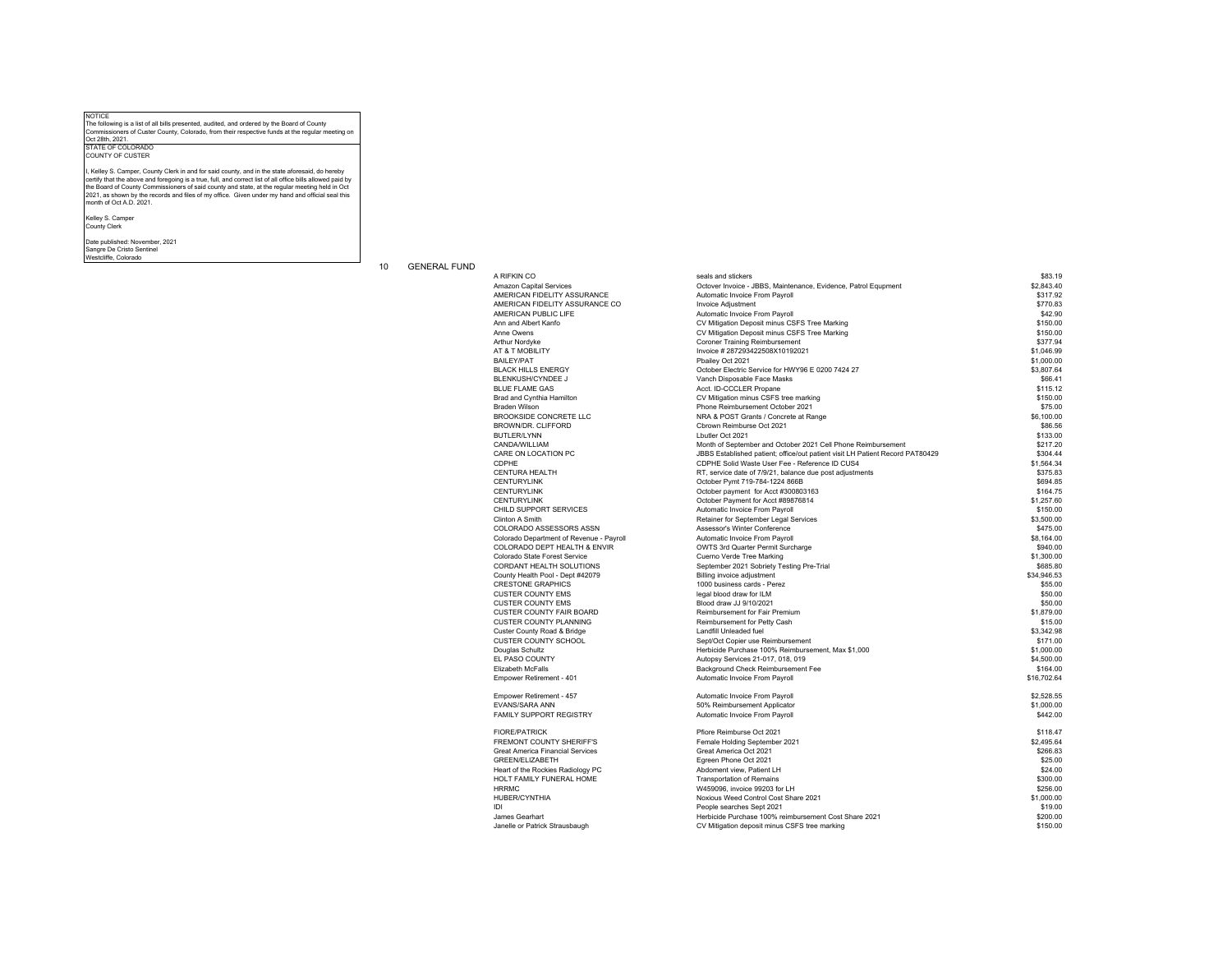NOTICE

The following is a list of all bills presented, audited, and ordered by the Board of County Commissioners of Custer County, Colorado, from their respective funds at the regular meeting on Oct 28th, 2021.

STATE OF COLORADO
COUNTY OF CUSTER

I, Kelley S. Camper, County Clerk in and for said county, and in the state aforesaid, do hereby certify that the above and foregoing is a true, full, and correct list of all office bills allowed paid by the Board of County Commissioners of said county and state, at the regular meeting held in Oct 2021, as shown by the records and files of my office. Given under my hand and official seal this month of Oct A.D. 2021.

Kelley S. Camper
County Clerk

Date published: November, 2021
Sangre De Cristo Sentinel
Westcliffe, Colorado

## 10 GENERAL FUND

| Vendor | Description | Amount |
|---|---|---|
| A RIFKIN CO | seals and stickers | $83.19 |
| Amazon Capital Services | Octover Invoice - JBBS, Maintenance, Evidence, Patrol Equpment | $2,843.40 |
| AMERICAN FIDELITY ASSURANCE | Automatic Invoice From Payroll | $317.92 |
| AMERICAN FIDELITY ASSURANCE CO | Invoice Adjustment | $770.83 |
| AMERICAN PUBLIC LIFE | Automatic Invoice From Payroll | $42.90 |
| Ann and Albert Kanfo | CV Mitigation Deposit minus CSFS Tree Marking | $150.00 |
| Anne Owens | CV Mitigation Deposit minus CSFS Tree Marking | $150.00 |
| Arthur Nordyke | Coroner Training Reimbursement | $377.94 |
| AT & T MOBILITY | Invoice # 287293422508X10192021 | $1,046.99 |
| BAILEY/PAT | Pbailey Oct 2021 | $1,000.00 |
| BLACK HILLS ENERGY | October Electric Service for HWY96 E 0200 7424 27 | $3,807.64 |
| BLENKUSH/CYNDEE J | Vanch Disposable Face Masks | $66.41 |
| BLUE FLAME GAS | Acct. ID-CCCLER Propane | $115.12 |
| Brad and Cynthia Hamilton | CV Mitigation minus CSFS tree marking | $150.00 |
| Braden Wilson | Phone Reimbursement October 2021 | $75.00 |
| BROOKSIDE CONCRETE LLC | NRA & POST Grants / Concrete at Range | $6,100.00 |
| BROWN/DR. CLIFFORD | Cbrown Reimburse Oct 2021 | $86.56 |
| BUTLER/LYNN | Lbutler Oct 2021 | $133.00 |
| CANDA/WILLIAM | Month of September and October 2021 Cell Phone Reimbursement | $217.20 |
| CARE ON LOCATION PC | JBBS Established patient; office/out patient visit LH Patient Record PAT80429 | $304.44 |
| CDPHE | CDPHE Solid Waste User Fee - Reference ID CUS4 | $1,564.34 |
| CENTURA HEALTH | RT, service date of 7/9/21, balance due post adjustments | $375.83 |
| CENTURYLINK | October Pymt 719-784-1224 866B | $694.85 |
| CENTURYLINK | October payment for Acct #300803163 | $164.75 |
| CENTURYLINK | October Payment for Acct #89876814 | $1,257.60 |
| CHILD SUPPORT SERVICES | Automatic Invoice From Payroll | $150.00 |
| Clinton A Smith | Retainer for September Legal Services | $3,500.00 |
| COLORADO ASSESSORS ASSN | Assessor's Winter Conference | $475.00 |
| Colorado Department of Revenue - Payroll | Automatic Invoice From Payroll | $8,164.00 |
| COLORADO DEPT HEALTH & ENVIR | OWTS 3rd Quarter Permit Surcharge | $940.00 |
| Colorado State Forest Service | Cuerno Verde Tree Marking | $1,300.00 |
| CORDANT HEALTH SOLUTIONS | September 2021 Sobriety Testing Pre-Trial | $685.80 |
| County Health Pool - Dept #42079 | Billing invoice adjustment | $34,946.53 |
| CRESTONE GRAPHICS | 1000 business cards - Perez | $55.00 |
| CUSTER COUNTY EMS | legal blood draw for ILM | $50.00 |
| CUSTER COUNTY EMS | Blood draw JJ 9/10/2021 | $50.00 |
| CUSTER COUNTY FAIR BOARD | Reimbursement for Fair Premium | $1,879.00 |
| CUSTER COUNTY PLANNING | Reimbursement for Petty Cash | $15.00 |
| Custer County Road & Bridge | Landfill Unleaded fuel | $3,342.98 |
| CUSTER COUNTY SCHOOL | Sept/Oct Copier use Reimbursement | $171.00 |
| Douglas Schultz | Herbicide Purchase 100% Reimbursement, Max $1,000 | $1,000.00 |
| EL PASO COUNTY | Autopsy Services 21-017, 018, 019 | $4,500.00 |
| Elizabeth McFalls | Background Check Reimbursement Fee | $164.00 |
| Empower Retirement - 401 | Automatic Invoice From Payroll | $16,702.64 |
| Empower Retirement - 457 | Automatic Invoice From Payroll | $2,528.55 |
| EVANS/SARA ANN | 50% Reimbursement Applicator | $1,000.00 |
| FAMILY SUPPORT REGISTRY | Automatic Invoice From Payroll | $442.00 |
| FIORE/PATRICK | Pfiore Reimburse Oct 2021 | $118.47 |
| FREMONT COUNTY SHERIFF'S | Female Holding September 2021 | $2,495.64 |
| Great America Financial Services | Great America Oct 2021 | $266.83 |
| GREEN/ELIZABETH | Egreen Phone Oct 2021 | $25.00 |
| Heart of the Rockies Radiology PC | Abdoment view, Patient LH | $24.00 |
| HOLT FAMILY FUNERAL HOME | Transportation of Remains | $300.00 |
| HRRMC | W459096, invoice 99203 for LH | $256.00 |
| HUBER/CYNTHIA | Noxious Weed Control Cost Share 2021 | $1,000.00 |
| IDI | People searches Sept 2021 | $19.00 |
| James Gearhart | Herbicide Purchase 100% reimbursement Cost Share 2021 | $200.00 |
| Janelle or Patrick Strausbaugh | CV Mitigation deposit minus CSFS tree marking | $150.00 |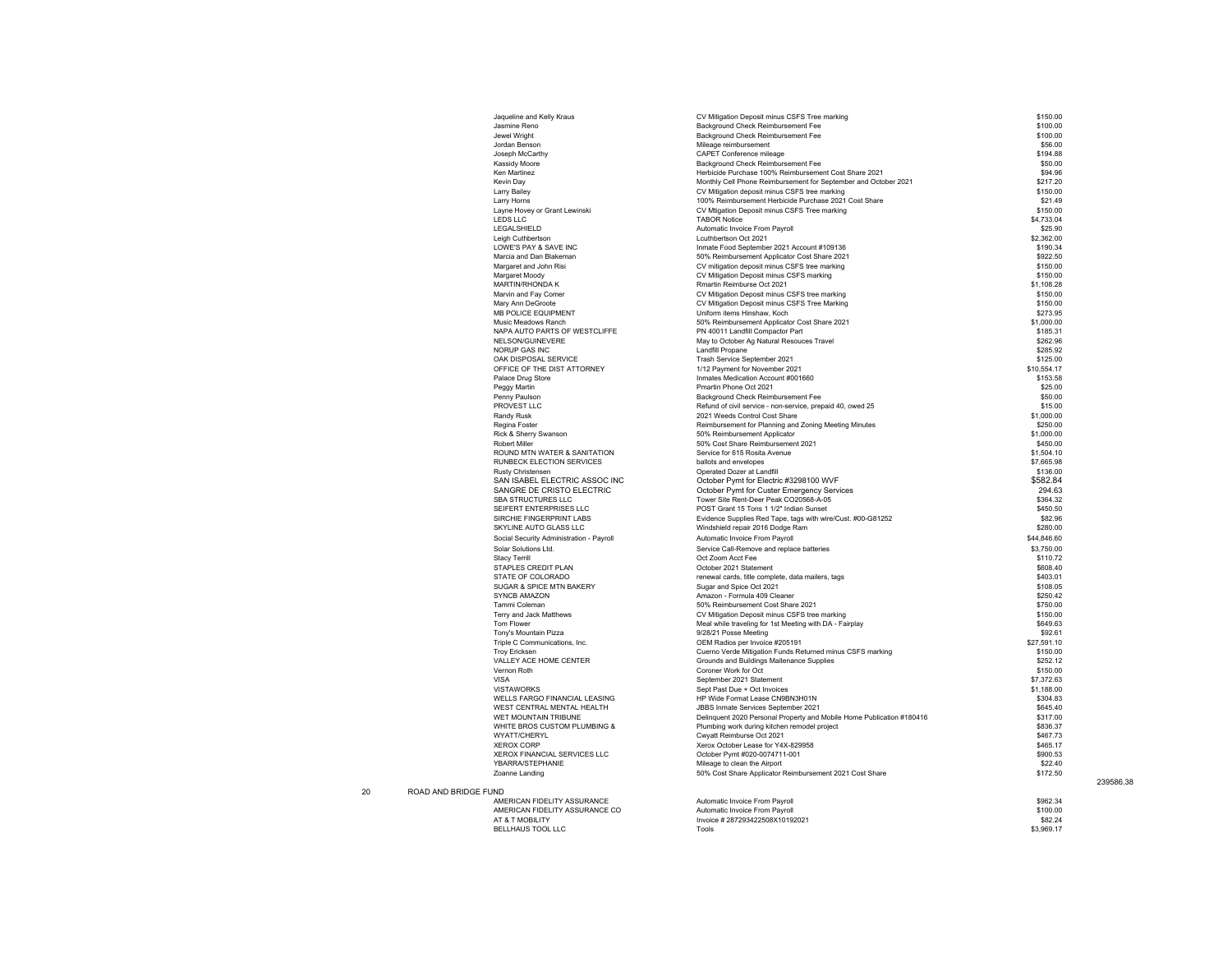| Vendor | Description | Amount |
|---|---|---|
| Jaqueline and Kelly Kraus | CV Mitigation Deposit minus CSFS Tree marking | $150.00 |
| Jasmine Reno | Background Check Reimbursement Fee | $100.00 |
| Jewel Wright | Background Check Reimbursement Fee | $100.00 |
| Jordan Benson | Mileage reimbursement | $56.00 |
| Joseph McCarthy | CAPET Conference mileage | $194.88 |
| Kassidy Moore | Background Check Reimbursement Fee | $50.00 |
| Ken Martinez | Herbicide Purchase 100% Reimbursement Cost Share 2021 | $94.96 |
| Kevin Day | Monthly Cell Phone Reimbursement for September and October 2021 | $217.20 |
| Larry Bailey | CV Mitigation deposit minus CSFS tree marking | $150.00 |
| Larry Horns | 100% Reimbursement Herbicide Purchase 2021 Cost Share | $21.49 |
| Layne Hovey or Grant Lewinski | CV Mtigation Deposit minus CSFS Tree marking | $150.00 |
| LEDS LLC | TABOR Notice | $4,733.04 |
| LEGALSHIELD | Automatic Invoice From Payroll | $25.90 |
| Leigh Cuthbertson | Lcuthbertson Oct 2021 | $2,362.00 |
| LOWE'S PAY & SAVE INC | Inmate Food September 2021 Account #109136 | $190.34 |
| Marcia and Dan Blakeman | 50% Reimbursement Applicator Cost Share 2021 | $922.50 |
| Margaret and John Risi | CV mitigation deposit minus CSFS tree marking | $150.00 |
| Margaret Moody | CV Mitigation Deposit minus CSFS marking | $150.00 |
| MARTIN/RHONDA K | Rmartin Reimburse Oct 2021 | $1,108.28 |
| Marvin and Fay Comer | CV Mitigation Deposit minus CSFS tree marking | $150.00 |
| Mary Ann DeGroote | CV Mitigation Deposit minus CSFS Tree Marking | $150.00 |
| MB POLICE EQUIPMENT | Uniform items Hinshaw, Koch | $273.95 |
| Music Meadows Ranch | 50% Reimbursement Applicator Cost Share 2021 | $1,000.00 |
| NAPA AUTO PARTS OF WESTCLIFFE | PN 40011 Landfill Compactor Part | $185.31 |
| NELSON/GUINEVERE | May to October Ag Natural Resouces Travel | $262.96 |
| NORUP GAS INC | Landfill Propane | $285.92 |
| OAK DISPOSAL SERVICE | Trash Service September 2021 | $125.00 |
| OFFICE OF THE DIST ATTORNEY | 1/12 Payment for November 2021 | $10,554.17 |
| Palace Drug Store | Inmates Medication Account #001660 | $153.58 |
| Peggy Martin | Pmartin Phone Oct 2021 | $25.00 |
| Penny Paulson | Background Check Reimbursement Fee | $50.00 |
| PROVEST LLC | Refund of civil service - non-service, prepaid 40, owed 25 | $15.00 |
| Randy Rusk | 2021 Weeds Control Cost Share | $1,000.00 |
| Regina Foster | Reimbursement for Planning and Zoning Meeting Minutes | $250.00 |
| Rick & Sherry Swanson | 50% Reimbursement Applicator | $1,000.00 |
| Robert Miller | 50% Cost Share Reimbursement 2021 | $450.00 |
| ROUND MTN WATER & SANITATION | Service for 615 Rosita Avenue | $1,504.10 |
| RUNBECK ELECTION SERVICES | ballots and envelopes | $7,665.98 |
| Rusty Christensen | Operated Dozer at Landfill | $136.00 |
| SAN ISABEL ELECTRIC ASSOC INC | October Pymt for Electric #3298100 WVF | $582.84 |
| SANGRE DE CRISTO ELECTRIC | October Pymt for Custer Emergency Services | 294.63 |
| SBA STRUCTURES LLC | Tower Site Rent-Deer Peak CO20568-A-05 | $364.32 |
| SEIFERT ENTERPRISES LLC | POST Grant 15 Tons 1 1/2" Indian Sunset | $450.50 |
| SIRCHIE FINGERPRINT LABS | Evidence Supplies Red Tape, tags with wire/Cust. #00-G81252 | $82.96 |
| SKYLINE AUTO GLASS LLC | Windshield repair 2016 Dodge Ram | $280.00 |
| Social Security Administration - Payroll | Automatic Invoice From Payroll | $44,846.60 |
| Solar Solutions Ltd. | Service Call-Remove and replace batteries | $3,750.00 |
| Stacy Terrill | Oct Zoom Acct Fee | $110.72 |
| STAPLES CREDIT PLAN | October 2021 Statement | $608.40 |
| STATE OF COLORADO | renewal cards, title complete, data mailers, tags | $403.01 |
| SUGAR & SPICE MTN BAKERY | Sugar and Spice Oct 2021 | $108.05 |
| SYNCB AMAZON | Amazon - Formula 409 Cleaner | $250.42 |
| Tammi Coleman | 50% Reimbursement Cost Share 2021 | $750.00 |
| Terry and Jack Matthews | CV Mitigation Deposit minus CSFS tree marking | $150.00 |
| Tom Flower | Meal while traveling for 1st Meeting with DA - Fairplay | $649.63 |
| Tony's Mountain Pizza | 9/28/21 Posse Meeting | $92.61 |
| Triple C Communications, Inc. | OEM Radios per Invoice #205191 | $27,591.10 |
| Troy Ericksen | Cuerno Verde Mitigation Funds Returned minus CSFS marking | $150.00 |
| VALLEY ACE HOME CENTER | Grounds and Buildings Maitenance Supplies | $252.12 |
| Vernon Roth | Coroner Work for Oct | $150.00 |
| VISA | September 2021 Statement | $7,372.63 |
| VISTAWORKS | Sept Past Due + Oct Invoices | $1,188.00 |
| WELLS FARGO FINANCIAL LEASING | HP Wide Format Lease CN9BN3H01N | $304.83 |
| WEST CENTRAL MENTAL HEALTH | JBBS Inmate Services September 2021 | $645.40 |
| WET MOUNTAIN TRIBUNE | Delinquent 2020 Personal Property and Mobile Home Publication #180416 | $317.00 |
| WHITE BROS CUSTOM PLUMBING & | Plumbing work during kitchen remodel project | $836.37 |
| WYATT/CHERYL | Cwyatt Reimburse Oct 2021 | $467.73 |
| XEROX CORP | Xerox October Lease for Y4X-829958 | $465.17 |
| XEROX FINANCIAL SERVICES LLC | October Pymt #020-0074711-001 | $900.53 |
| YBARRA/STEPHANIE | Mileage to clean the Airport | $22.40 |
| Zoanne Landing | 50% Cost Share Applicator Reimbursement 2021 Cost Share | $172.50 |
| | | 239586.38 |

20 ROAD AND BRIDGE FUND

| Vendor | Description | Amount |
|---|---|---|
| AMERICAN FIDELITY ASSURANCE | Automatic Invoice From Payroll | $962.34 |
| AMERICAN FIDELITY ASSURANCE CO | Automatic Invoice From Payroll | $100.00 |
| AT & T MOBILITY | Invoice # 287293422508X10192021 | $82.24 |
| BELLHAUS TOOL LLC | Tools | $3,969.17 |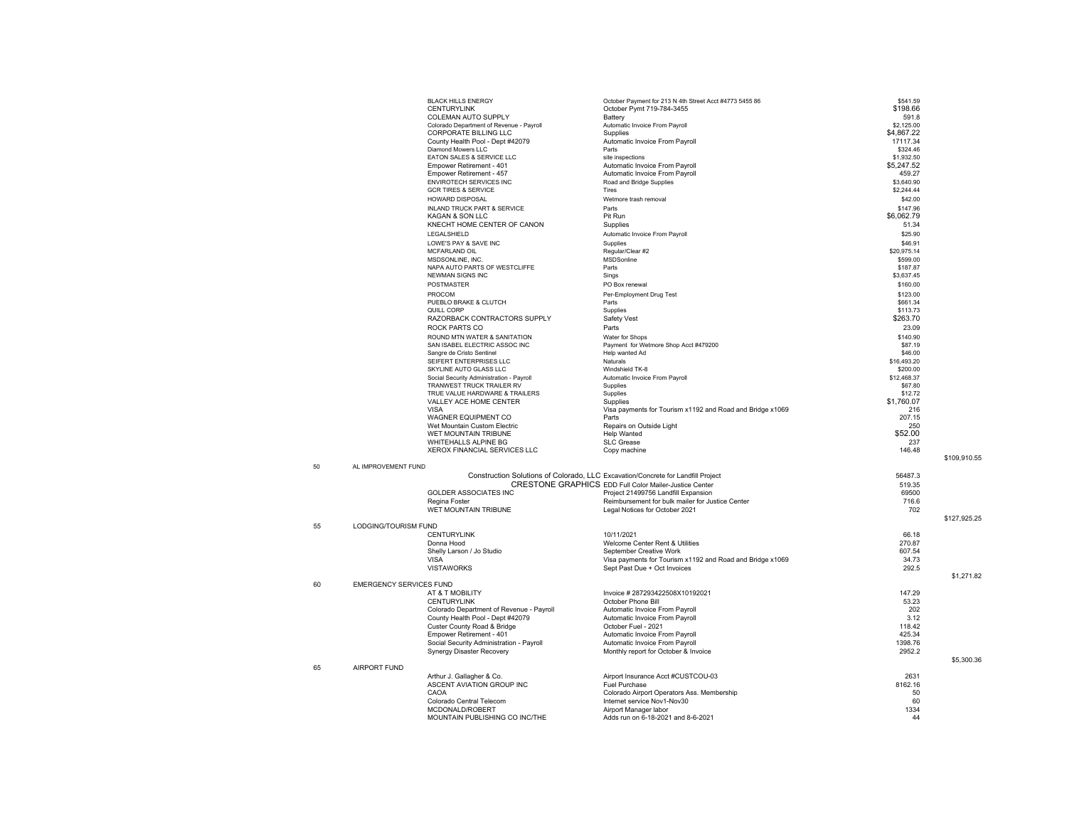| Fund No. | Fund | Vendor | Description | Amount | Fund Total |
|---|---|---|---|---|---|
| | | BLACK HILLS ENERGY | October Payment for 213 N 4th Street Acct #4773 5455 86 | $541.59 | |
| | | CENTURYLINK | October Pymt 719-784-3455 | $198.66 | |
| | | COLEMAN AUTO SUPPLY | Battery | 591.8 | |
| | | Colorado Department of Revenue - Payroll | Automatic Invoice From Payroll | $2,125.00 | |
| | | CORPORATE BILLING LLC | Supplies | $4,867.22 | |
| | | County Health Pool - Dept #42079 | Automatic Invoice From Payroll | 17117.34 | |
| | | Diamond Mowers LLC | Parts | $324.46 | |
| | | EATON SALES & SERVICE LLC | site inspections | $1,932.50 | |
| | | Empower Retirement - 401 | Automatic Invoice From Payroll | $5,247.52 | |
| | | Empower Retirement - 457 | Automatic Invoice From Payroll | 459.27 | |
| | | ENVIROTECH SERVICES INC | Road and Bridge Supplies | $3,640.90 | |
| | | GCR TIRES & SERVICE | Tires | $2,244.44 | |
| | | HOWARD DISPOSAL | Wetmore trash removal | $42.00 | |
| | | INLAND TRUCK PART & SERVICE | Parts | $147.96 | |
| | | KAGAN & SON LLC | Pit Run | $6,062.79 | |
| | | KNECHT HOME CENTER OF CANON | Supplies | 51.34 | |
| | | LEGALSHIELD | Automatic Invoice From Payroll | $25.90 | |
| | | LOWE'S PAY & SAVE INC | Supplies | $46.91 | |
| | | MCFARLAND OIL | Regular/Clear #2 | $20,975.14 | |
| | | MSDSONLINE, INC. | MSDSonline | $599.00 | |
| | | NAPA AUTO PARTS OF WESTCLIFFE | Parts | $187.87 | |
| | | NEWMAN SIGNS INC | Sings | $3,637.45 | |
| | | POSTMASTER | PO Box renewal | $160.00 | |
| | | PROCOM | Per-Employment Drug Test | $123.00 | |
| | | PUEBLO BRAKE & CLUTCH | Parts | $661.34 | |
| | | QUILL CORP | Supplies | $113.73 | |
| | | RAZORBACK CONTRACTORS SUPPLY | Safety Vest | $263.70 | |
| | | ROCK PARTS CO | Parts | 23.09 | |
| | | ROUND MTN WATER & SANITATION | Water for Shops | $140.90 | |
| | | SAN ISABEL ELECTRIC ASSOC INC | Payment for Wetmore Shop Acct #479200 | $87.19 | |
| | | Sangre de Cristo Sentinel | Help wanted Ad | $46.00 | |
| | | SEIFERT ENTERPRISES LLC | Naturals | $16,493.20 | |
| | | SKYLINE AUTO GLASS LLC | Windshield TK-8 | $200.00 | |
| | | Social Security Administration - Payroll | Automatic Invoice From Payroll | $12,468.37 | |
| | | TRANWEST TRUCK TRAILER RV | Supplies | $67.80 | |
| | | TRUE VALUE HARDWARE & TRAILERS | Supplies | $12.72 | |
| | | VALLEY ACE HOME CENTER | Supplies | $1,760.07 | |
| | | VISA | Visa payments for Tourism x1192 and Road and Bridge x1069 | 216 | |
| | | WAGNER EQUIPMENT CO | Parts | 207.15 | |
| | | Wet Mountain Custom Electric | Repairs on Outside Light | 250 | |
| | | WET MOUNTAIN TRIBUNE | Help Wanted | $52.00 | |
| | | WHITEHALLS ALPINE BG | SLC Grease | 237 | |
| | | XEROX FINANCIAL SERVICES LLC | Copy machine | 146.48 | |
| | | | | | $109,910.55 |
| 50 | AL IMPROVEMENT FUND | | | | |
| | | Construction Solutions of Colorado, LLC | Excavation/Concrete for Landfill Project | 56487.3 | |
| | | CRESTONE GRAPHICS | EDD Full Color Mailer-Justice Center | 519.35 | |
| | | GOLDER ASSOCIATES INC | Project 21499756 Landfill Expansion | 69500 | |
| | | Regina Foster | Reimbursement for bulk mailer for Justice Center | 716.6 | |
| | | WET MOUNTAIN TRIBUNE | Legal Notices for October 2021 | 702 | |
| | | | | | $127,925.25 |
| 55 | LODGING/TOURISM FUND | | | | |
| | | CENTURYLINK | 10/11/2021 | 66.18 | |
| | | Donna Hood | Welcome Center Rent & Utilities | 270.87 | |
| | | Shelly Larson / Jo Studio | September Creative Work | 607.54 | |
| | | VISA | Visa payments for Tourism x1192 and Road and Bridge x1069 | 34.73 | |
| | | VISTAWORKS | Sept Past Due + Oct Invoices | 292.5 | |
| | | | | | $1,271.82 |
| 60 | EMERGENCY SERVICES FUND | | | | |
| | | AT & T MOBILITY | Invoice # 287293422508X10192021 | 147.29 | |
| | | CENTURYLINK | October Phone Bill | 53.23 | |
| | | Colorado Department of Revenue - Payroll | Automatic Invoice From Payroll | 202 | |
| | | County Health Pool - Dept #42079 | Automatic Invoice From Payroll | 3.12 | |
| | | Custer County Road & Bridge | October Fuel - 2021 | 118.42 | |
| | | Empower Retirement - 401 | Automatic Invoice From Payroll | 425.34 | |
| | | Social Security Administration - Payroll | Automatic Invoice From Payroll | 1398.76 | |
| | | Synergy Disaster Recovery | Monthly report for October & Invoice | 2952.2 | |
| | | | | | $5,300.36 |
| 65 | AIRPORT FUND | | | | |
| | | Arthur J. Gallagher & Co. | Airport Insurance Acct #CUSTCOU-03 | 2631 | |
| | | ASCENT AVIATION GROUP INC | Fuel Purchase | 8162.16 | |
| | | CAOA | Colorado Airport Operators Ass. Membership | 50 | |
| | | Colorado Central Telecom | Internet service Nov1-Nov30 | 60 | |
| | | MCDONALD/ROBERT | Airport Manager labor | 1334 | |
| | | MOUNTAIN PUBLISHING CO INC/THE | Adds run on 6-18-2021 and 8-6-2021 | 44 | |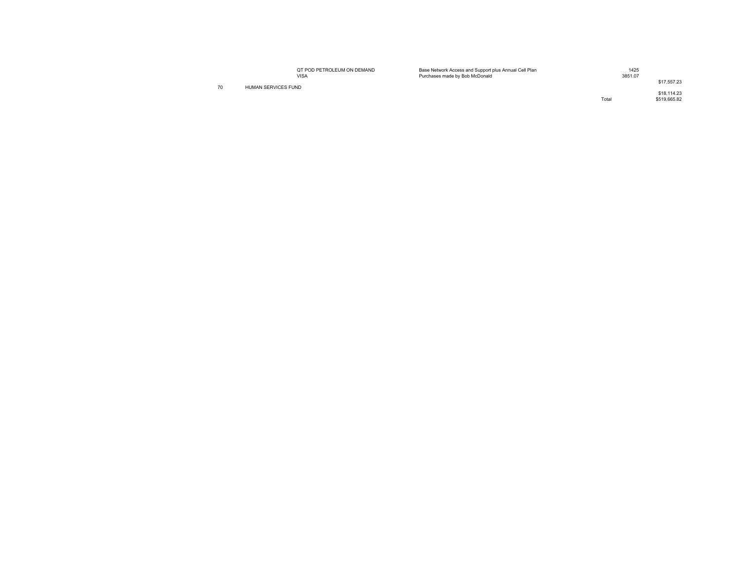| | | | | | |
|---|---|---|---|---|---|
| | | QT POD PETROLEUM ON DEMAND | Base Network Access and Support plus Annual Cell Plan | 1425 | |
| | | VISA | Purchases made by Bob McDonald | 3851.07 | |
| | | | | | $17,557.23 |
| 70 | HUMAN SERVICES FUND | | | | |
| | | | | | $18,114.23 |
| | | | Total | | $519,665.82 |